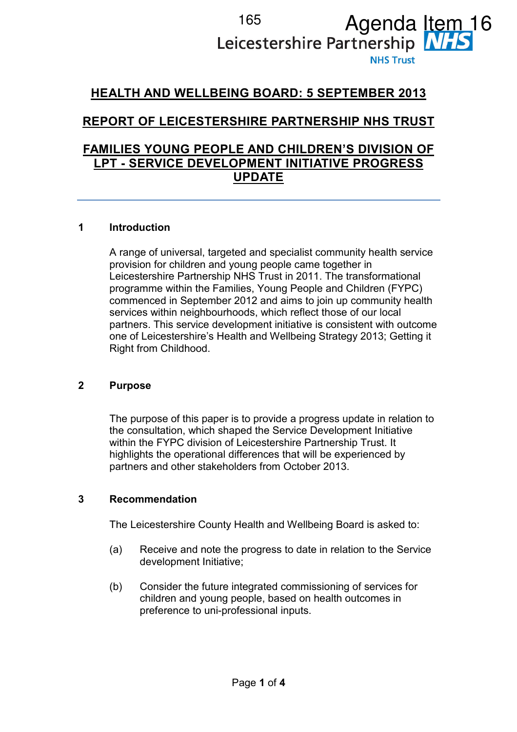Agenda Item 16

Leicestershire Partnership NHS Trust

# HEALTH AND WELLBEING BOARD: 5 SEPTEMBER 2013

# REPORT OF LEICESTERSHIRE PARTNERSHIP NHS TRUST

# FAMILIES YOUNG PEOPLE AND CHILDREN'S DIVISION OF LPT - SERVICE DEVELOPMENT INITIATIVE PROGRESS UPDATE

---

## 1 Introduction

A range of universal, targeted and specialist community health service provision for children and young people came together in Leicestershire Partnership NHS Trust in 2011. The transformational programme within the Families, Young People and Children (FYPC) commenced in September 2012 and aims to join up community health services within neighbourhoods, which reflect those of our local partners. This service development initiative is consistent with outcome one of Leicestershire's Health and Wellbeing Strategy 2013; Getting it Right from Childhood.

## 2 Purpose

The purpose of this paper is to provide a progress update in relation to the consultation, which shaped the Service Development Initiative within the FYPC division of Leicestershire Partnership Trust. It highlights the operational differences that will be experienced by partners and other stakeholders from October 2013.

## 3 Recommendation

The Leicestershire County Health and Wellbeing Board is asked to:

(a) Receive and note the progress to date in relation to the Service development Initiative;

(b) Consider the future integrated commissioning of services for children and young people, based on health outcomes in preference to uni-professional inputs.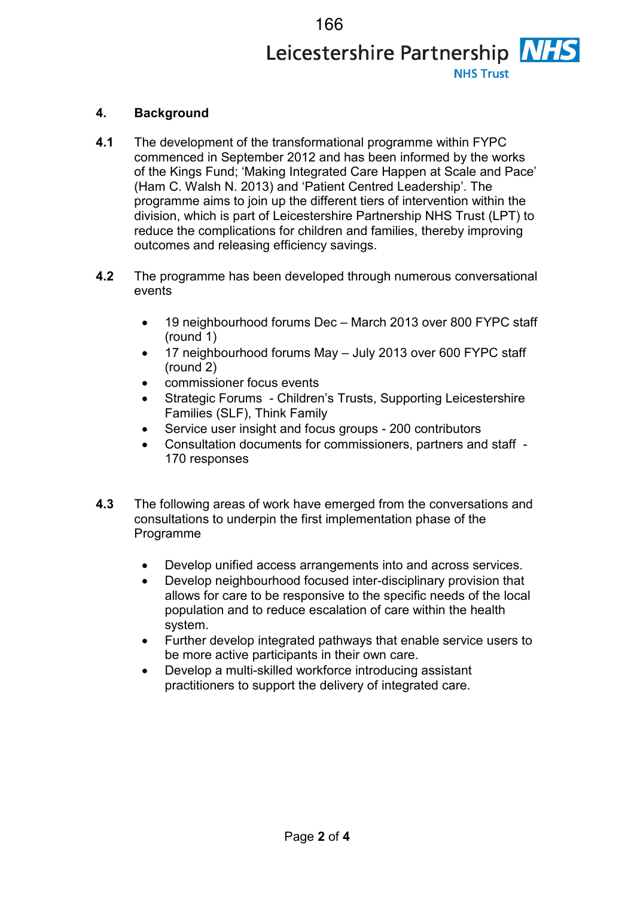## 4. Background

**4.1** The development of the transformational programme within FYPC commenced in September 2012 and has been informed by the works of the Kings Fund; 'Making Integrated Care Happen at Scale and Pace' (Ham C. Walsh N. 2013) and 'Patient Centred Leadership'. The programme aims to join up the different tiers of intervention within the division, which is part of Leicestershire Partnership NHS Trust (LPT) to reduce the complications for children and families, thereby improving outcomes and releasing efficiency savings.

**4.2** The programme has been developed through numerous conversational events

- 19 neighbourhood forums Dec – March 2013 over 800 FYPC staff (round 1)
- 17 neighbourhood forums May – July 2013 over 600 FYPC staff (round 2)
- commissioner focus events
- Strategic Forums - Children's Trusts, Supporting Leicestershire Families (SLF), Think Family
- Service user insight and focus groups - 200 contributors
- Consultation documents for commissioners, partners and staff - 170 responses

**4.3** The following areas of work have emerged from the conversations and consultations to underpin the first implementation phase of the Programme

- Develop unified access arrangements into and across services.
- Develop neighbourhood focused inter-disciplinary provision that allows for care to be responsive to the specific needs of the local population and to reduce escalation of care within the health system.
- Further develop integrated pathways that enable service users to be more active participants in their own care.
- Develop a multi-skilled workforce introducing assistant practitioners to support the delivery of integrated care.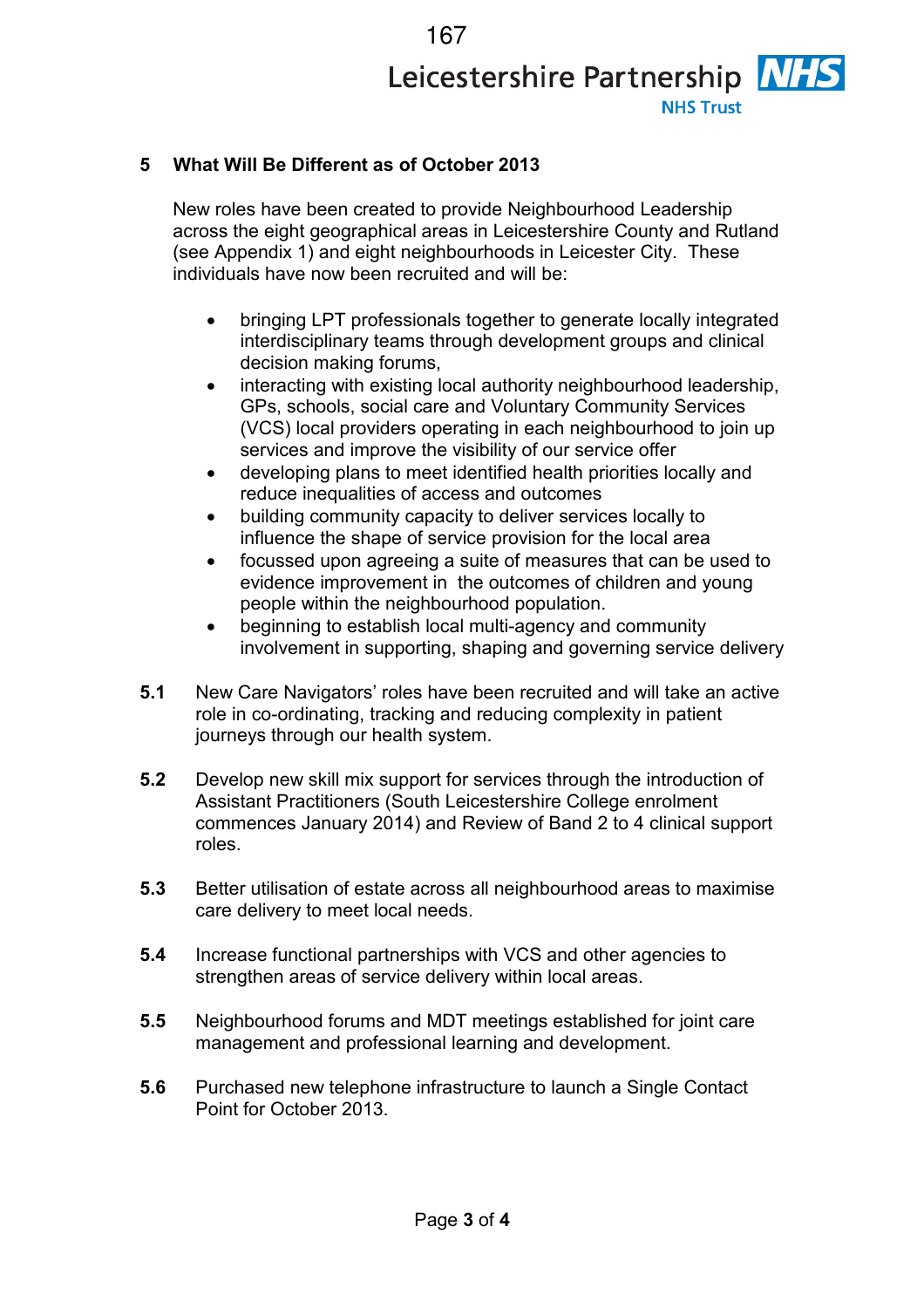## 5 What Will Be Different as of October 2013

New roles have been created to provide Neighbourhood Leadership across the eight geographical areas in Leicestershire County and Rutland (see Appendix 1) and eight neighbourhoods in Leicester City. These individuals have now been recruited and will be:

- bringing LPT professionals together to generate locally integrated interdisciplinary teams through development groups and clinical decision making forums,
- interacting with existing local authority neighbourhood leadership, GPs, schools, social care and Voluntary Community Services (VCS) local providers operating in each neighbourhood to join up services and improve the visibility of our service offer
- developing plans to meet identified health priorities locally and reduce inequalities of access and outcomes
- building community capacity to deliver services locally to influence the shape of service provision for the local area
- focussed upon agreeing a suite of measures that can be used to evidence improvement in the outcomes of children and young people within the neighbourhood population.
- beginning to establish local multi-agency and community involvement in supporting, shaping and governing service delivery

**5.1** New Care Navigators' roles have been recruited and will take an active role in co-ordinating, tracking and reducing complexity in patient journeys through our health system.

**5.2** Develop new skill mix support for services through the introduction of Assistant Practitioners (South Leicestershire College enrolment commences January 2014) and Review of Band 2 to 4 clinical support roles.

**5.3** Better utilisation of estate across all neighbourhood areas to maximise care delivery to meet local needs.

**5.4** Increase functional partnerships with VCS and other agencies to strengthen areas of service delivery within local areas.

**5.5** Neighbourhood forums and MDT meetings established for joint care management and professional learning and development.

**5.6** Purchased new telephone infrastructure to launch a Single Contact Point for October 2013.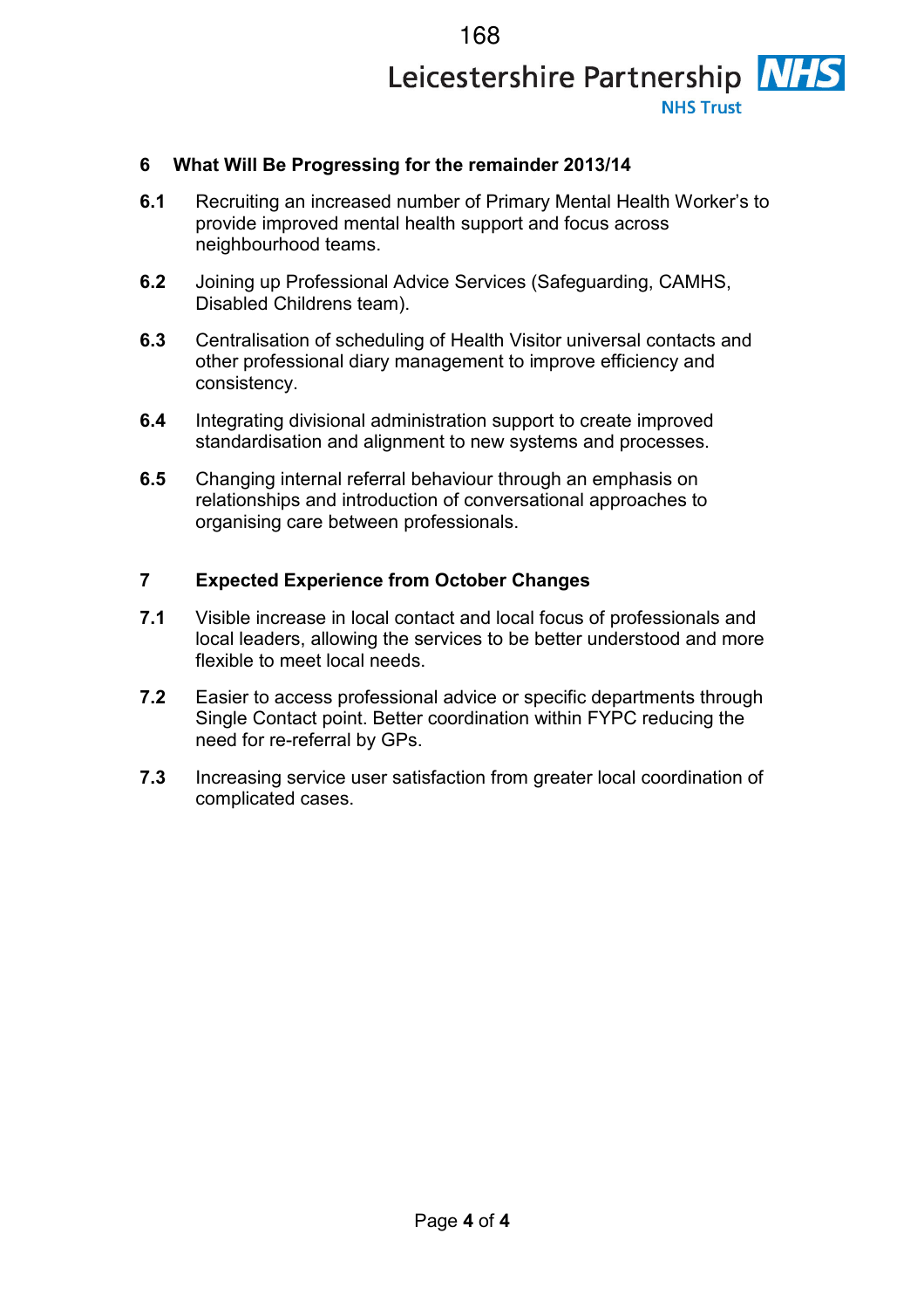## 6 What Will Be Progressing for the remainder 2013/14

**6.1** Recruiting an increased number of Primary Mental Health Worker's to provide improved mental health support and focus across neighbourhood teams.

**6.2** Joining up Professional Advice Services (Safeguarding, CAMHS, Disabled Childrens team).

**6.3** Centralisation of scheduling of Health Visitor universal contacts and other professional diary management to improve efficiency and consistency.

**6.4** Integrating divisional administration support to create improved standardisation and alignment to new systems and processes.

**6.5** Changing internal referral behaviour through an emphasis on relationships and introduction of conversational approaches to organising care between professionals.

## 7 Expected Experience from October Changes

**7.1** Visible increase in local contact and local focus of professionals and local leaders, allowing the services to be better understood and more flexible to meet local needs.

**7.2** Easier to access professional advice or specific departments through Single Contact point. Better coordination within FYPC reducing the need for re-referral by GPs.

**7.3** Increasing service user satisfaction from greater local coordination of complicated cases.